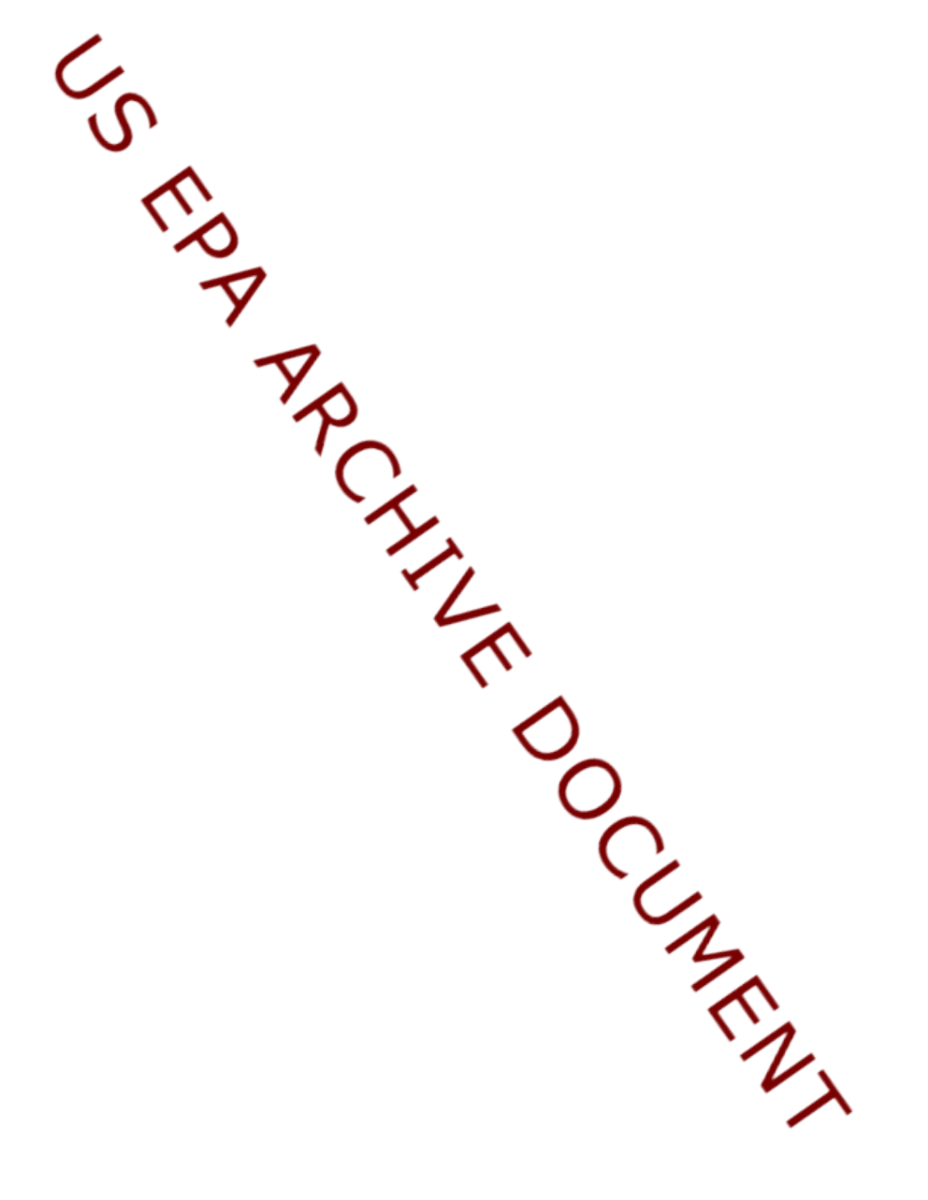US EPA ARCHIVE DOCUMENT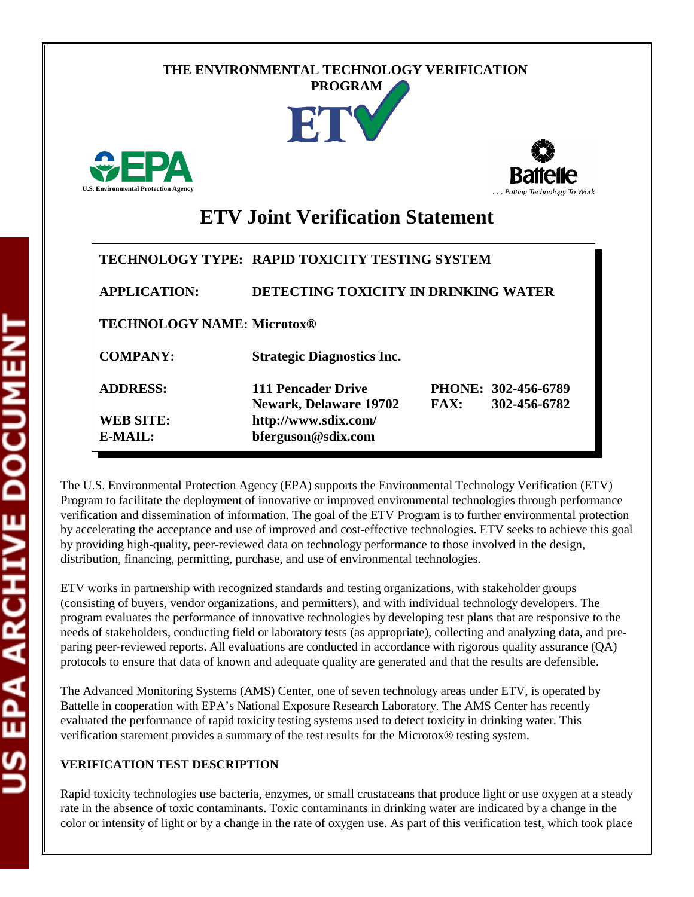THE ENVIRONMENTAL TECHNOLOGY VERIFICATION PROGRAM

U.S. Environmental Protection Agency

Battelle
. . . Putting Technology To Work

# ETV Joint Verification Statement

| | | | |
|---|---|---|---|
| **TECHNOLOGY TYPE:** | **RAPID TOXICITY TESTING SYSTEM** | | |
| **APPLICATION:** | **DETECTING TOXICITY IN DRINKING WATER** | | |
| **TECHNOLOGY NAME:** | **Microtox®** | | |
| **COMPANY:** | **Strategic Diagnostics Inc.** | | |
| **ADDRESS:** | **111 Pencader Drive**<br>**Newark, Delaware 19702** | **PHONE:**<br>**FAX:** | **302-456-6789**<br>**302-456-6782** |
| **WEB SITE:** | **http://www.sdix.com/** | | |
| **E-MAIL:** | **bferguson@sdix.com** | | |

The U.S. Environmental Protection Agency (EPA) supports the Environmental Technology Verification (ETV) Program to facilitate the deployment of innovative or improved environmental technologies through performance verification and dissemination of information. The goal of the ETV Program is to further environmental protection by accelerating the acceptance and use of improved and cost-effective technologies. ETV seeks to achieve this goal by providing high-quality, peer-reviewed data on technology performance to those involved in the design, distribution, financing, permitting, purchase, and use of environmental technologies.

ETV works in partnership with recognized standards and testing organizations, with stakeholder groups (consisting of buyers, vendor organizations, and permitters), and with individual technology developers. The program evaluates the performance of innovative technologies by developing test plans that are responsive to the needs of stakeholders, conducting field or laboratory tests (as appropriate), collecting and analyzing data, and preparing peer-reviewed reports. All evaluations are conducted in accordance with rigorous quality assurance (QA) protocols to ensure that data of known and adequate quality are generated and that the results are defensible.

The Advanced Monitoring Systems (AMS) Center, one of seven technology areas under ETV, is operated by Battelle in cooperation with EPA's National Exposure Research Laboratory. The AMS Center has recently evaluated the performance of rapid toxicity testing systems used to detect toxicity in drinking water. This verification statement provides a summary of the test results for the Microtox® testing system.

## VERIFICATION TEST DESCRIPTION

Rapid toxicity technologies use bacteria, enzymes, or small crustaceans that produce light or use oxygen at a steady rate in the absence of toxic contaminants. Toxic contaminants in drinking water are indicated by a change in the color or intensity of light or by a change in the rate of oxygen use. As part of this verification test, which took place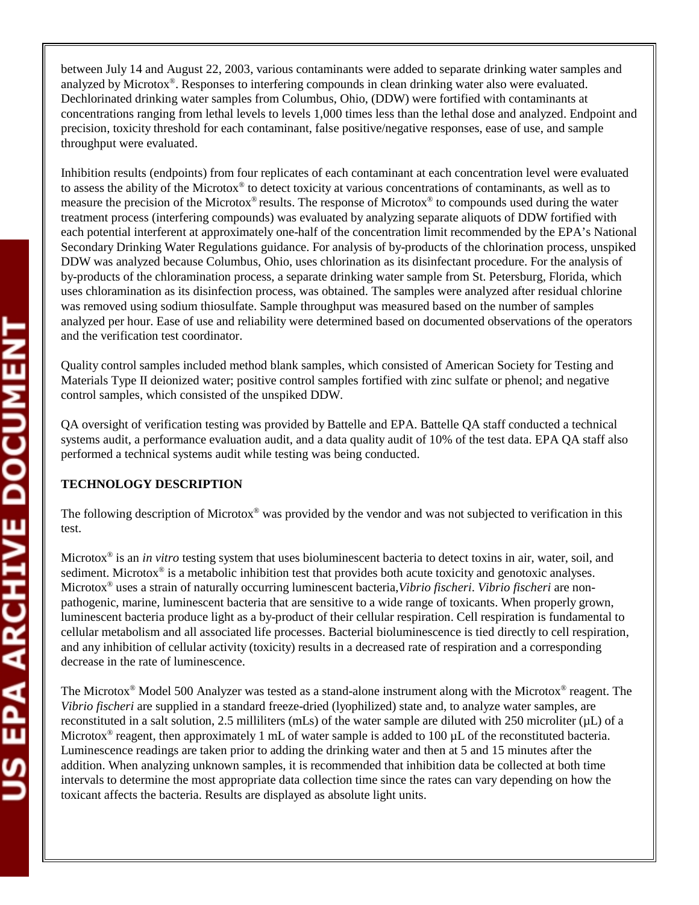between July 14 and August 22, 2003, various contaminants were added to separate drinking water samples and analyzed by Microtox®. Responses to interfering compounds in clean drinking water also were evaluated. Dechlorinated drinking water samples from Columbus, Ohio, (DDW) were fortified with contaminants at concentrations ranging from lethal levels to levels 1,000 times less than the lethal dose and analyzed. Endpoint and precision, toxicity threshold for each contaminant, false positive/negative responses, ease of use, and sample throughput were evaluated.

Inhibition results (endpoints) from four replicates of each contaminant at each concentration level were evaluated to assess the ability of the Microtox® to detect toxicity at various concentrations of contaminants, as well as to measure the precision of the Microtox® results. The response of Microtox® to compounds used during the water treatment process (interfering compounds) was evaluated by analyzing separate aliquots of DDW fortified with each potential interferent at approximately one-half of the concentration limit recommended by the EPA's National Secondary Drinking Water Regulations guidance. For analysis of by-products of the chlorination process, unspiked DDW was analyzed because Columbus, Ohio, uses chlorination as its disinfectant procedure. For the analysis of by-products of the chloramination process, a separate drinking water sample from St. Petersburg, Florida, which uses chloramination as its disinfection process, was obtained. The samples were analyzed after residual chlorine was removed using sodium thiosulfate. Sample throughput was measured based on the number of samples analyzed per hour. Ease of use and reliability were determined based on documented observations of the operators and the verification test coordinator.

Quality control samples included method blank samples, which consisted of American Society for Testing and Materials Type II deionized water; positive control samples fortified with zinc sulfate or phenol; and negative control samples, which consisted of the unspiked DDW.

QA oversight of verification testing was provided by Battelle and EPA. Battelle QA staff conducted a technical systems audit, a performance evaluation audit, and a data quality audit of 10% of the test data. EPA QA staff also performed a technical systems audit while testing was being conducted.

**TECHNOLOGY DESCRIPTION**

The following description of Microtox® was provided by the vendor and was not subjected to verification in this test.

Microtox® is an *in vitro* testing system that uses bioluminescent bacteria to detect toxins in air, water, soil, and sediment. Microtox® is a metabolic inhibition test that provides both acute toxicity and genotoxic analyses. Microtox® uses a strain of naturally occurring luminescent bacteria, *Vibrio fischeri*. *Vibrio fischeri* are non-pathogenic, marine, luminescent bacteria that are sensitive to a wide range of toxicants. When properly grown, luminescent bacteria produce light as a by-product of their cellular respiration. Cell respiration is fundamental to cellular metabolism and all associated life processes. Bacterial bioluminescence is tied directly to cell respiration, and any inhibition of cellular activity (toxicity) results in a decreased rate of respiration and a corresponding decrease in the rate of luminescence.

The Microtox® Model 500 Analyzer was tested as a stand-alone instrument along with the Microtox® reagent. The *Vibrio fischeri* are supplied in a standard freeze-dried (lyophilized) state and, to analyze water samples, are reconstituted in a salt solution, 2.5 milliliters (mLs) of the water sample are diluted with 250 microliter (µL) of a Microtox® reagent, then approximately 1 mL of water sample is added to 100 µL of the reconstituted bacteria. Luminescence readings are taken prior to adding the drinking water and then at 5 and 15 minutes after the addition. When analyzing unknown samples, it is recommended that inhibition data be collected at both time intervals to determine the most appropriate data collection time since the rates can vary depending on how the toxicant affects the bacteria. Results are displayed as absolute light units.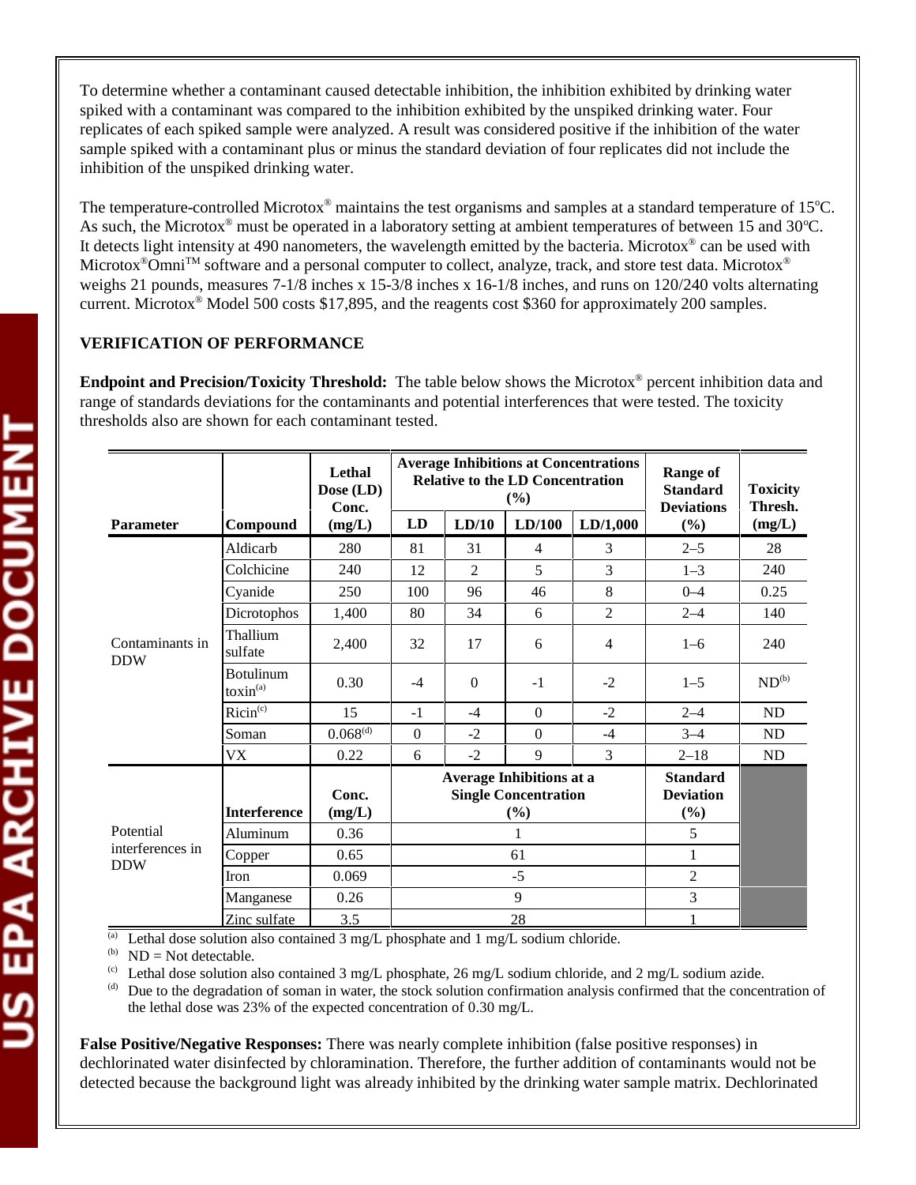To determine whether a contaminant caused detectable inhibition, the inhibition exhibited by drinking water spiked with a contaminant was compared to the inhibition exhibited by the unspiked drinking water. Four replicates of each spiked sample were analyzed. A result was considered positive if the inhibition of the water sample spiked with a contaminant plus or minus the standard deviation of four replicates did not include the inhibition of the unspiked drinking water.

The temperature-controlled Microtox® maintains the test organisms and samples at a standard temperature of 15°C. As such, the Microtox® must be operated in a laboratory setting at ambient temperatures of between 15 and 30°C. It detects light intensity at 490 nanometers, the wavelength emitted by the bacteria. Microtox® can be used with Microtox®Omni™ software and a personal computer to collect, analyze, track, and store test data. Microtox® weighs 21 pounds, measures 7-1/8 inches x 15-3/8 inches x 16-1/8 inches, and runs on 120/240 volts alternating current. Microtox® Model 500 costs $17,895, and the reagents cost $360 for approximately 200 samples.

## VERIFICATION OF PERFORMANCE

**Endpoint and Precision/Toxicity Threshold:** The table below shows the Microtox® percent inhibition data and range of standards deviations for the contaminants and potential interferences that were tested. The toxicity thresholds also are shown for each contaminant tested.

| Parameter | Compound | Lethal Dose (LD) Conc. (mg/L) | Average Inhibitions at Concentrations Relative to the LD Concentration (%) | | | | Range of Standard Deviations (%) | Toxicity Thresh. (mg/L) |
|---|---|---|---|---|---|---|---|---|
| | | | LD | LD/10 | LD/100 | LD/1,000 | | |
| Contaminants in DDW | Aldicarb | 280 | 81 | 31 | 4 | 3 | 2–5 | 28 |
| | Colchicine | 240 | 12 | 2 | 5 | 3 | 1–3 | 240 |
| | Cyanide | 250 | 100 | 96 | 46 | 8 | 0–4 | 0.25 |
| | Dicrotophos | 1,400 | 80 | 34 | 6 | 2 | 2–4 | 140 |
| | Thallium sulfate | 2,400 | 32 | 17 | 6 | 4 | 1–6 | 240 |
| | Botulinum toxin[a] | 0.30 | -4 | 0 | -1 | -2 | 1–5 | ND[b] |
| | Ricin[c] | 15 | -1 | -4 | 0 | -2 | 2–4 | ND |
| | Soman | 0.068[d] | 0 | -2 | 0 | -4 | 3–4 | ND |
| | VX | 0.22 | 6 | -2 | 9 | 3 | 2–18 | ND |
| | **Interference** | **Conc. (mg/L)** | **Average Inhibitions at a Single Concentration (%)** | | | | **Standard Deviation (%)** | |
| Potential interferences in DDW | Aluminum | 0.36 | 1 | | | | 5 | |
| | Copper | 0.65 | 61 | | | | 1 | |
| | Iron | 0.069 | -5 | | | | 2 | |
| | Manganese | 0.26 | 9 | | | | 3 | |
| | Zinc sulfate | 3.5 | 28 | | | | 1 | |

[a] Lethal dose solution also contained 3 mg/L phosphate and 1 mg/L sodium chloride.

[b] ND = Not detectable.

[c] Lethal dose solution also contained 3 mg/L phosphate, 26 mg/L sodium chloride, and 2 mg/L sodium azide.

[d] Due to the degradation of soman in water, the stock solution confirmation analysis confirmed that the concentration of the lethal dose was 23% of the expected concentration of 0.30 mg/L.

**False Positive/Negative Responses:** There was nearly complete inhibition (false positive responses) in dechlorinated water disinfected by chloramination. Therefore, the further addition of contaminants would not be detected because the background light was already inhibited by the drinking water sample matrix. Dechlorinated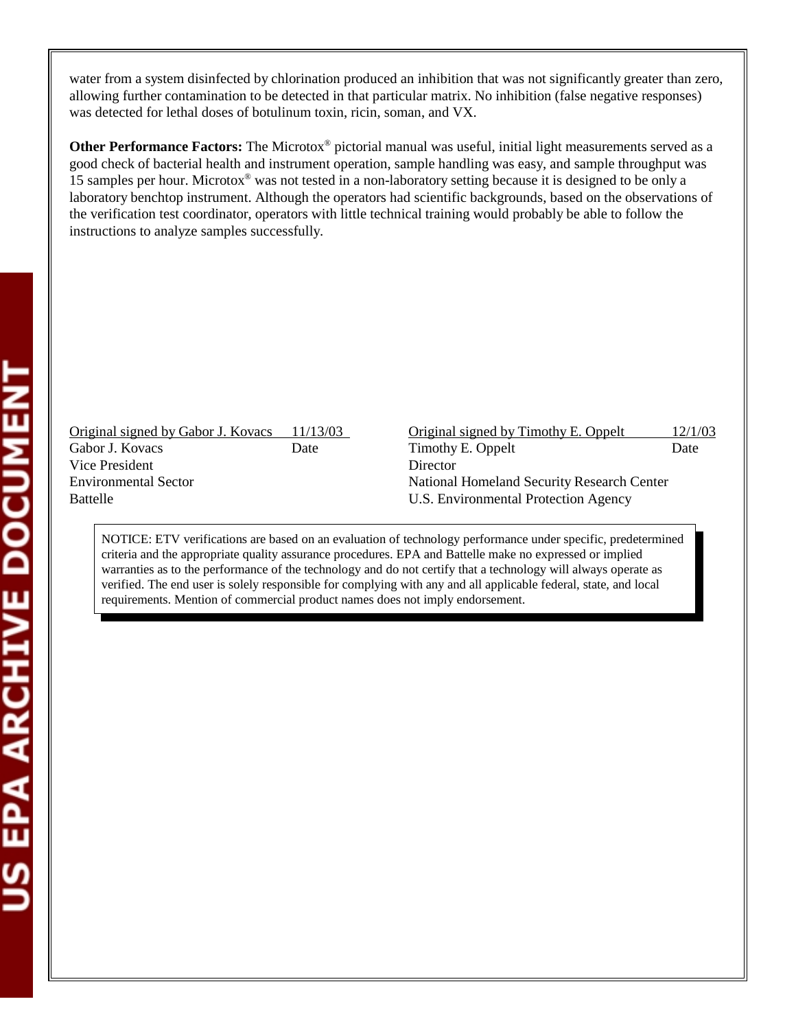water from a system disinfected by chlorination produced an inhibition that was not significantly greater than zero, allowing further contamination to be detected in that particular matrix. No inhibition (false negative responses) was detected for lethal doses of botulinum toxin, ricin, soman, and VX.

**Other Performance Factors:** The Microtox® pictorial manual was useful, initial light measurements served as a good check of bacterial health and instrument operation, sample handling was easy, and sample throughput was 15 samples per hour. Microtox® was not tested in a non-laboratory setting because it is designed to be only a laboratory benchtop instrument. Although the operators had scientific backgrounds, based on the observations of the verification test coordinator, operators with little technical training would probably be able to follow the instructions to analyze samples successfully.

Original signed by Gabor J. Kovacs 11/13/03
Gabor J. Kovacs Date
Vice President
Environmental Sector
Battelle

Original signed by Timothy E. Oppelt 12/1/03
Timothy E. Oppelt Date
Director
National Homeland Security Research Center
U.S. Environmental Protection Agency

NOTICE: ETV verifications are based on an evaluation of technology performance under specific, predetermined criteria and the appropriate quality assurance procedures. EPA and Battelle make no expressed or implied warranties as to the performance of the technology and do not certify that a technology will always operate as verified. The end user is solely responsible for complying with any and all applicable federal, state, and local requirements. Mention of commercial product names does not imply endorsement.